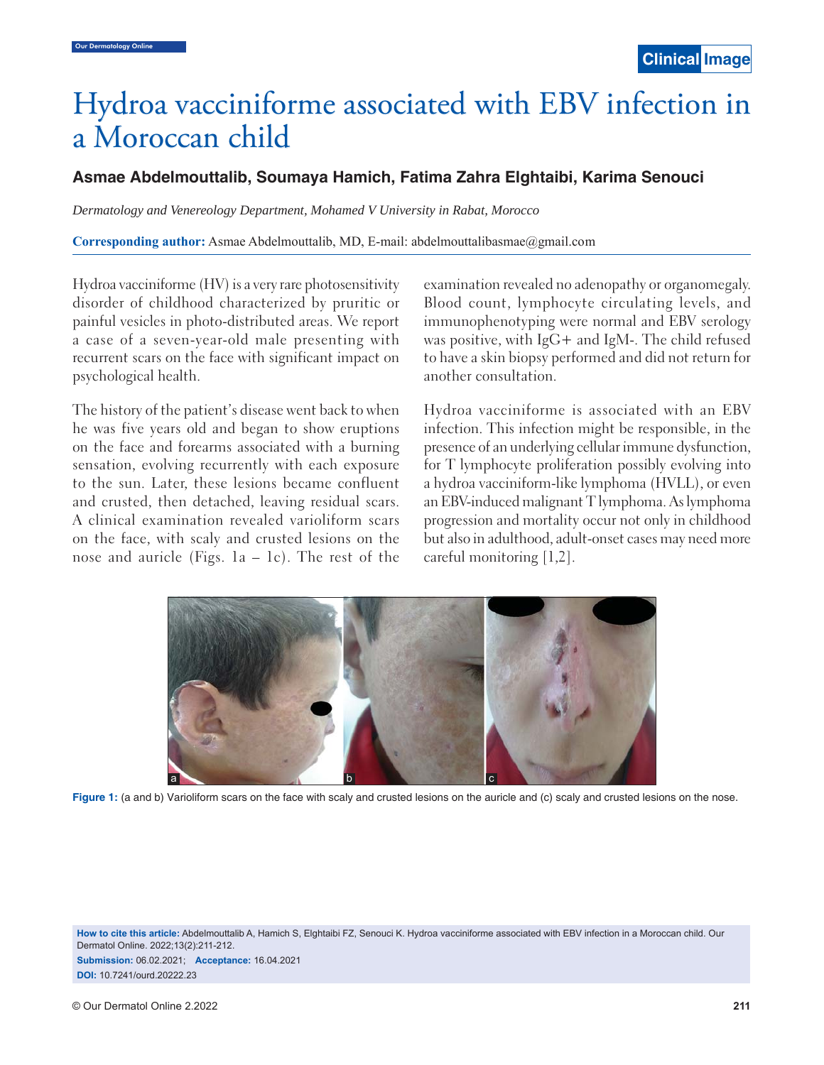# Hydroa vacciniforme associated with EBV infection in a Moroccan child

**Asmae Abdelmouttalib, Soumaya Hamich, Fatima Zahra Elghtaibi, Karima Senouci**

*Dermatology and Venereology Department, Mohamed V University in Rabat, Morocco*

**Corresponding author:** Asmae Abdelmouttalib, MD, E-mail: abdelmouttalibasmae@gmail.com

Hydroa vacciniforme (HV) is a very rare photosensitivity disorder of childhood characterized by pruritic or painful vesicles in photo-distributed areas. We report a case of a seven-year-old male presenting with recurrent scars on the face with significant impact on psychological health.

The history of the patient's disease went back to when he was five years old and began to show eruptions on the face and forearms associated with a burning sensation, evolving recurrently with each exposure to the sun. Later, these lesions became confluent and crusted, then detached, leaving residual scars. A clinical examination revealed varioliform scars on the face, with scaly and crusted lesions on the nose and auricle (Figs. 1a – 1c). The rest of the examination revealed no adenopathy or organomegaly. Blood count, lymphocyte circulating levels, and immunophenotyping were normal and EBV serology was positive, with IgG+ and IgM-. The child refused to have a skin biopsy performed and did not return for another consultation.

Hydroa vacciniforme is associated with an EBV infection. This infection might be responsible, in the presence of an underlying cellular immune dysfunction, for T lymphocyte proliferation possibly evolving into a hydroa vacciniform-like lymphoma (HVLL), or even an EBV-induced malignant T lymphoma. As lymphoma progression and mortality occur not only in childhood but also in adulthood, adult-onset cases may need more careful monitoring [1,2].

**Figure 1:** (a and b) Varioliform scars on the face with scaly and crusted lesions on the auricle and (c) scaly and crusted lesions on the nose.

**How to cite this article:** Abdelmouttalib A, Hamich S, Elghtaibi FZ, Senouci K. Hydroa vacciniforme associated with EBV infection in a Moroccan child. Our Dermatol Online. 2022;13(2):211-212.

**Submission:** 06.02.2021; **Acceptance:** 16.04.2021

**DOI:** 10.7241/ourd.20222.23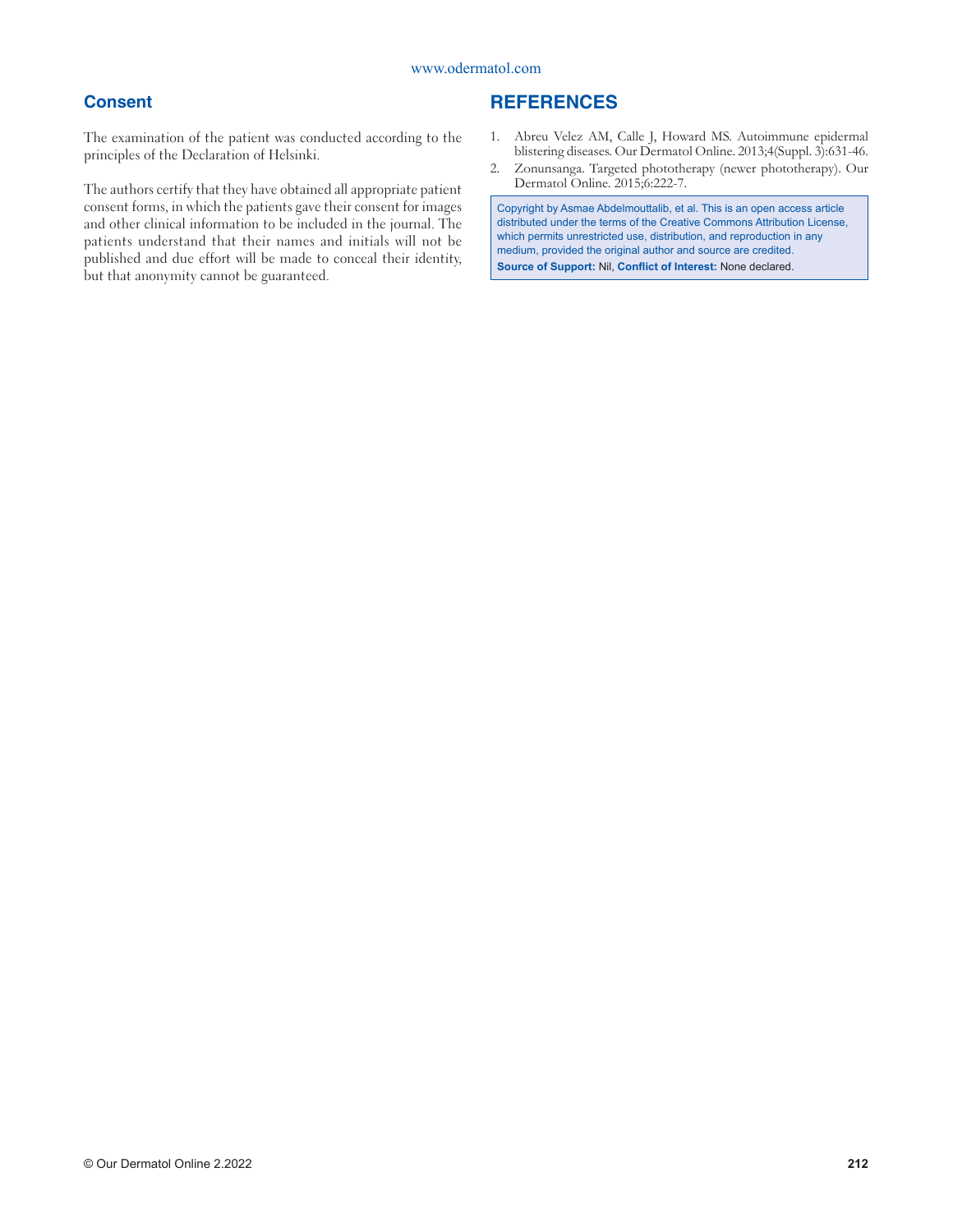## Consent

The examination of the patient was conducted according to the principles of the Declaration of Helsinki.

The authors certify that they have obtained all appropriate patient consent forms, in which the patients gave their consent for images and other clinical information to be included in the journal. The patients understand that their names and initials will not be published and due effort will be made to conceal their identity, but that anonymity cannot be guaranteed.

## REFERENCES

1. Abreu Velez AM, Calle J, Howard MS. Autoimmune epidermal blistering diseases. Our Dermatol Online. 2013;4(Suppl. 3):631-46.
2. Zonunsanga. Targeted phototherapy (newer phototherapy). Our Dermatol Online. 2015;6:222-7.

Copyright by Asmae Abdelmouttalib, et al. This is an open access article distributed under the terms of the Creative Commons Attribution License, which permits unrestricted use, distribution, and reproduction in any medium, provided the original author and source are credited.
**Source of Support:** Nil, **Conflict of Interest:** None declared.